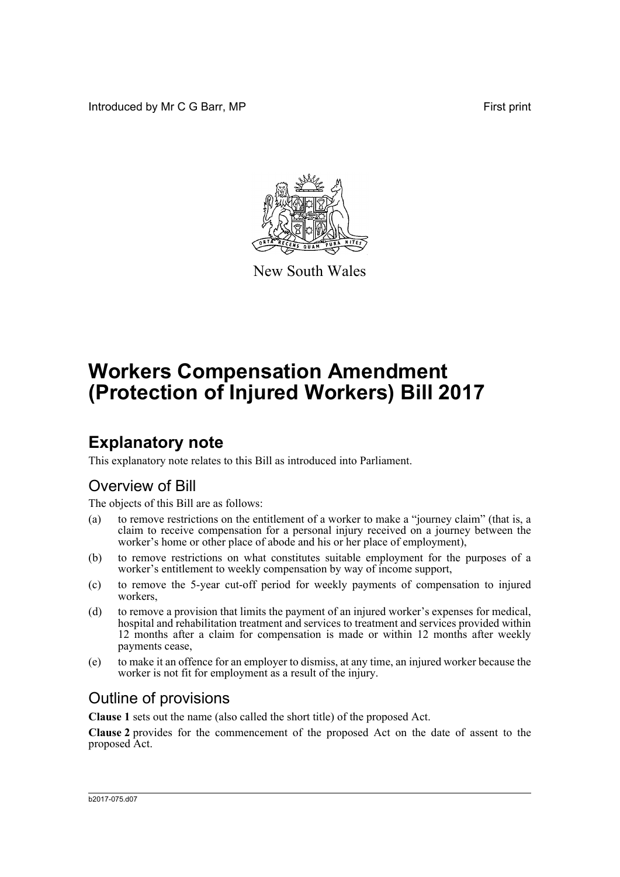Introduced by Mr C G Barr, MP First print

New South Wales

# Workers Compensation Amendment (Protection of Injured Workers) Bill 2017

## Explanatory note

This explanatory note relates to this Bill as introduced into Parliament.

### Overview of Bill

The objects of this Bill are as follows:

(a) to remove restrictions on the entitlement of a worker to make a "journey claim" (that is, a claim to receive compensation for a personal injury received on a journey between the worker's home or other place of abode and his or her place of employment),

(b) to remove restrictions on what constitutes suitable employment for the purposes of a worker's entitlement to weekly compensation by way of income support,

(c) to remove the 5-year cut-off period for weekly payments of compensation to injured workers,

(d) to remove a provision that limits the payment of an injured worker's expenses for medical, hospital and rehabilitation treatment and services to treatment and services provided within 12 months after a claim for compensation is made or within 12 months after weekly payments cease,

(e) to make it an offence for an employer to dismiss, at any time, an injured worker because the worker is not fit for employment as a result of the injury.

### Outline of provisions

**Clause 1** sets out the name (also called the short title) of the proposed Act.

**Clause 2** provides for the commencement of the proposed Act on the date of assent to the proposed Act.

b2017-075.d07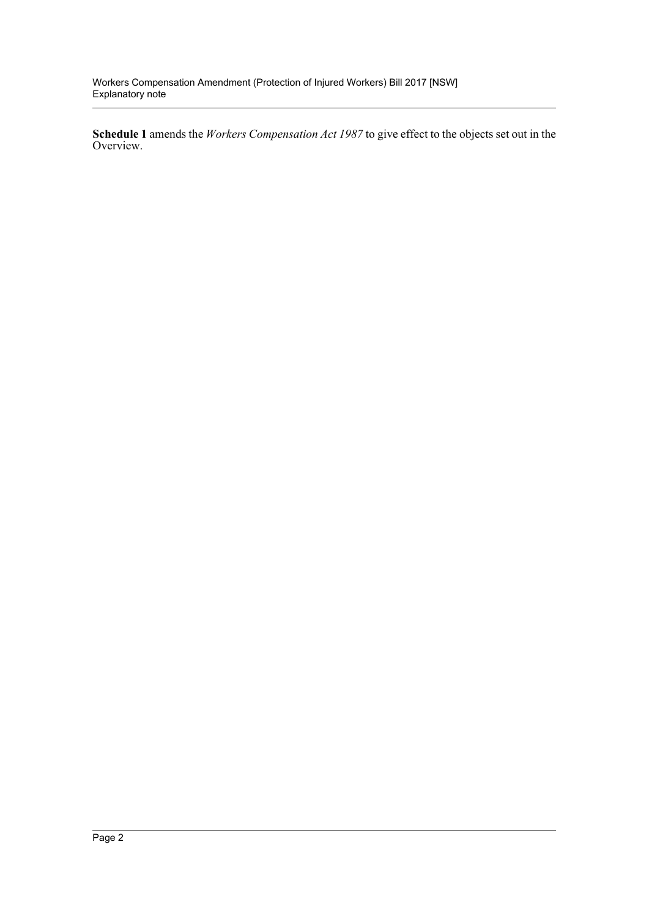**Schedule 1** amends the *Workers Compensation Act 1987* to give effect to the objects set out in the Overview.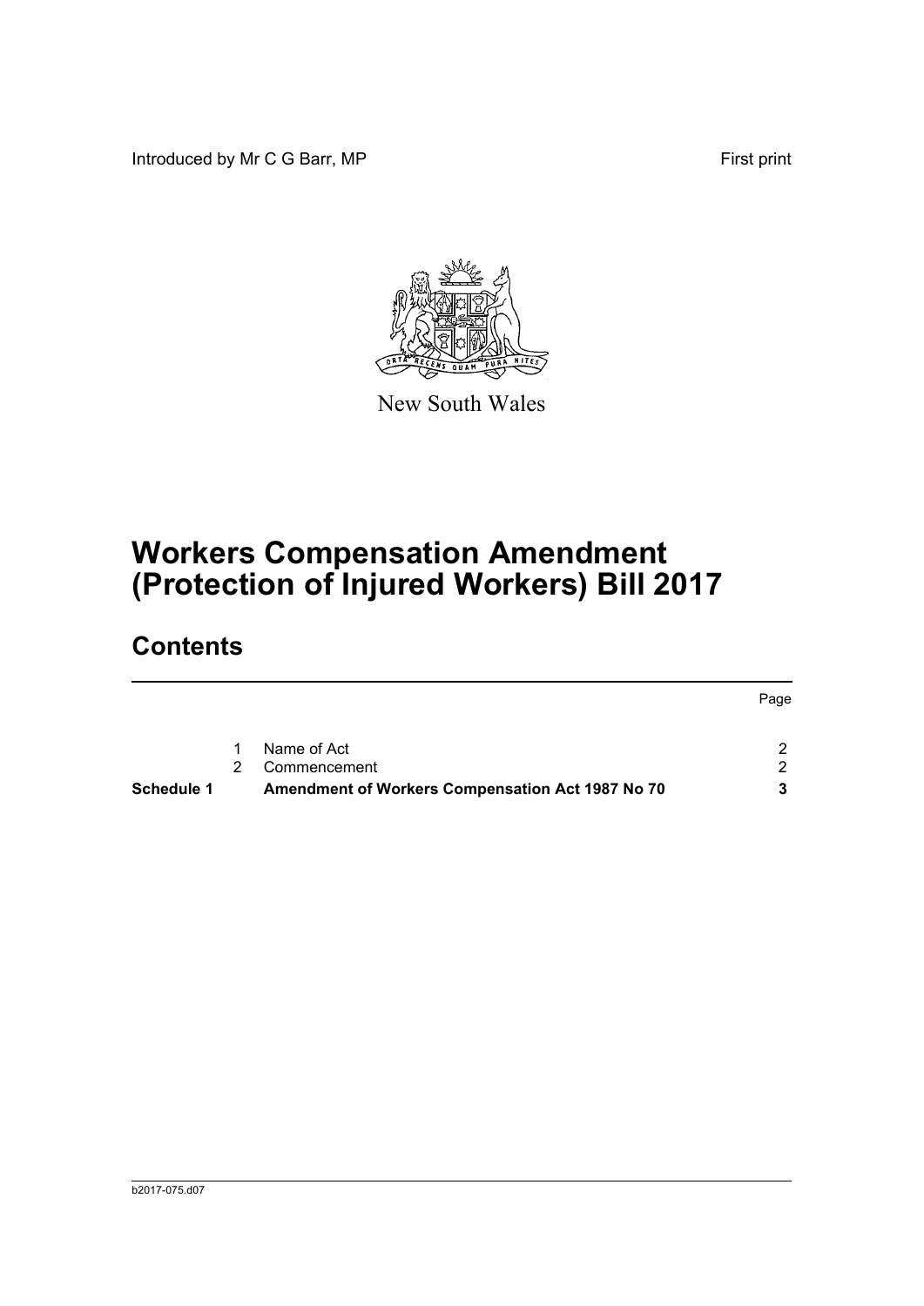Introduced by Mr C G Barr, MP First print

New South Wales

# Workers Compensation Amendment (Protection of Injured Workers) Bill 2017

## Contents

| | | | Page |
|---|---|---|---|
| | 1 | Name of Act | 2 |
| | 2 | Commencement | 2 |
| **Schedule 1** | | **Amendment of Workers Compensation Act 1987 No 70** | **3** |

b2017-075.d07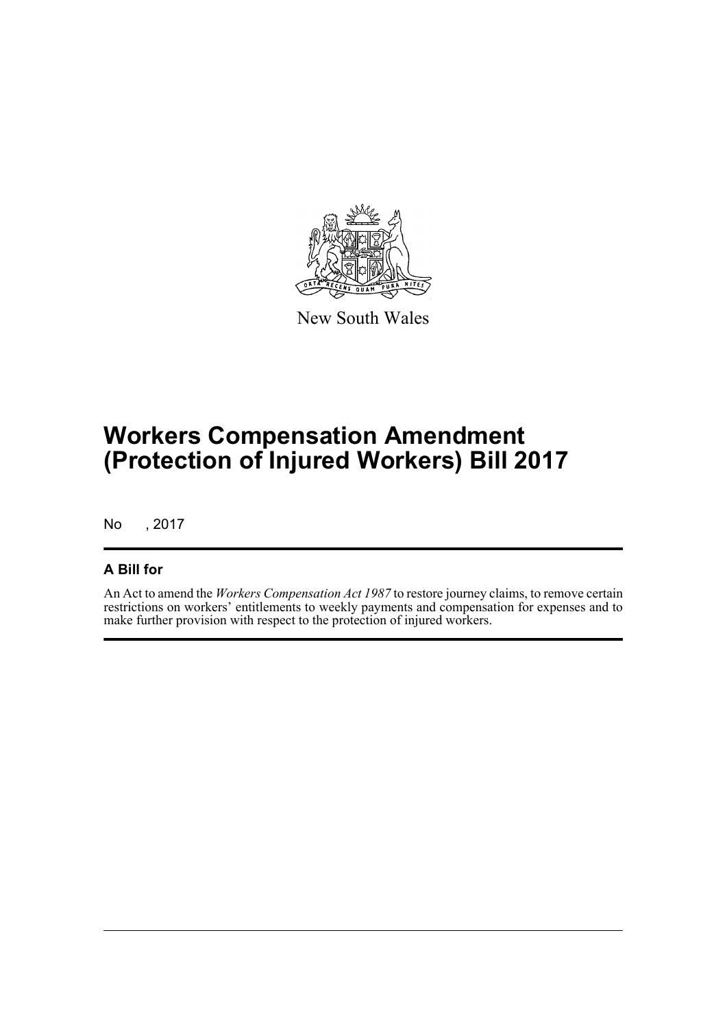New South Wales

# Workers Compensation Amendment (Protection of Injured Workers) Bill 2017

No , 2017

## A Bill for

An Act to amend the *Workers Compensation Act 1987* to restore journey claims, to remove certain restrictions on workers' entitlements to weekly payments and compensation for expenses and to make further provision with respect to the protection of injured workers.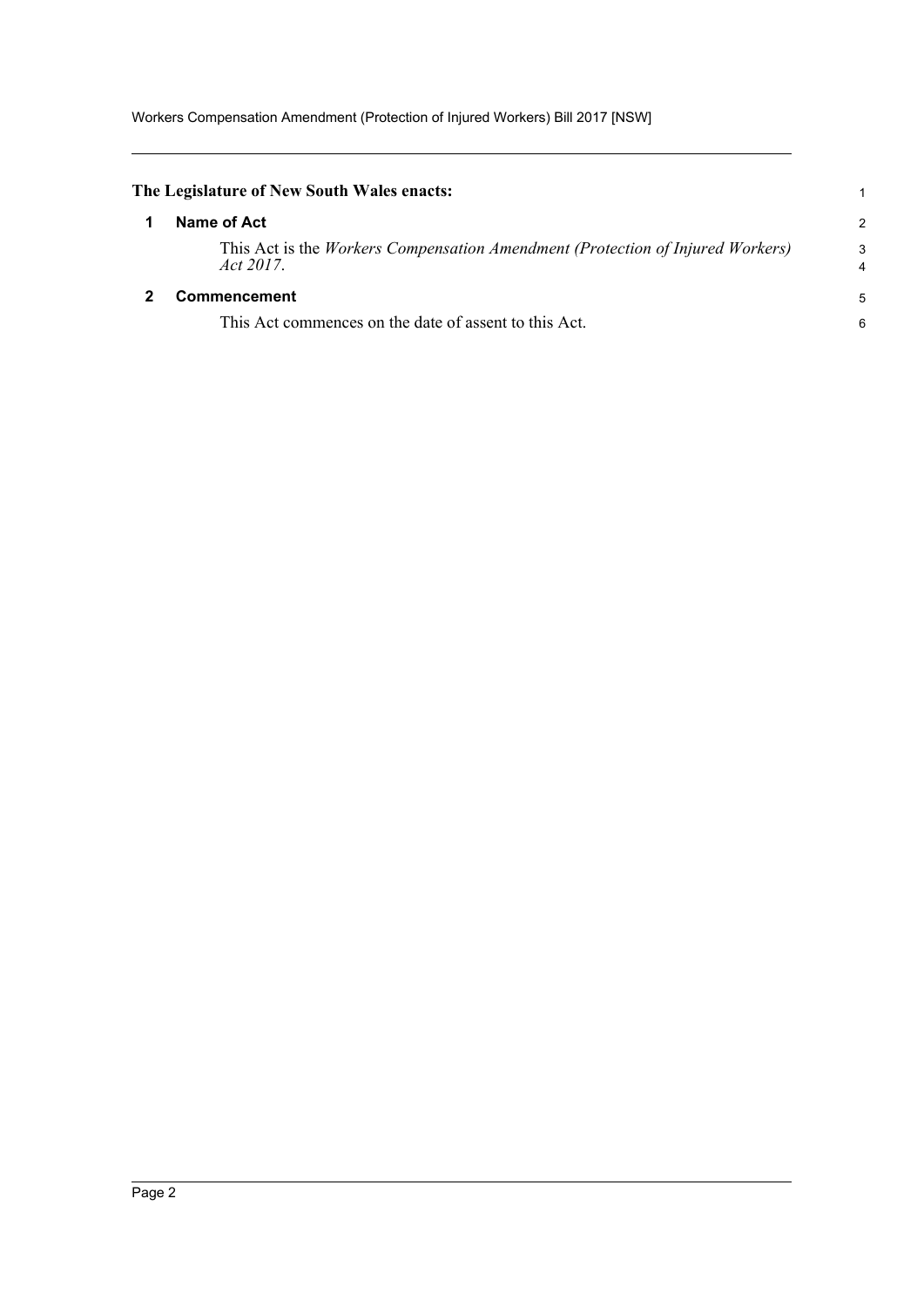**The Legislature of New South Wales enacts:**

## 1 Name of Act

This Act is the *Workers Compensation Amendment (Protection of Injured Workers) Act 2017*.

## 2 Commencement

This Act commences on the date of assent to this Act.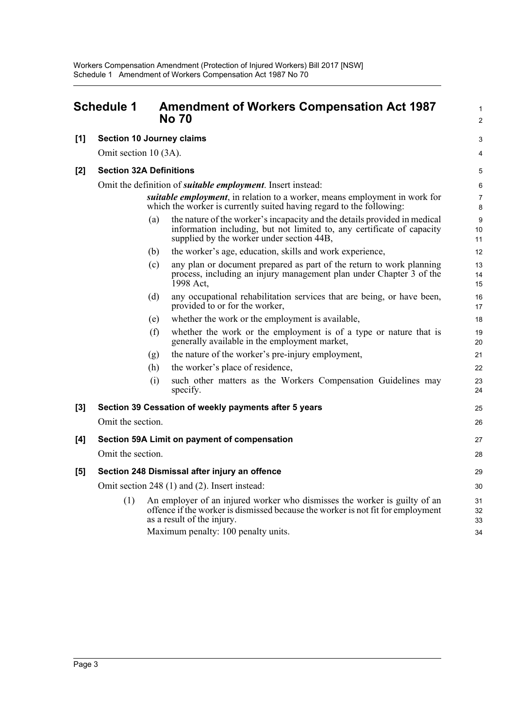# Schedule 1 Amendment of Workers Compensation Act 1987 No 70

**[1] Section 10 Journey claims**

Omit section 10 (3A).

**[2] Section 32A Definitions**

Omit the definition of ***suitable employment***. Insert instead:

> ***suitable employment***, in relation to a worker, means employment in work for which the worker is currently suited having regard to the following:
>
> (a) the nature of the worker's incapacity and the details provided in medical information including, but not limited to, any certificate of capacity supplied by the worker under section 44B,
>
> (b) the worker's age, education, skills and work experience,
>
> (c) any plan or document prepared as part of the return to work planning process, including an injury management plan under Chapter 3 of the 1998 Act,
>
> (d) any occupational rehabilitation services that are being, or have been, provided to or for the worker,
>
> (e) whether the work or the employment is available,
>
> (f) whether the work or the employment is of a type or nature that is generally available in the employment market,
>
> (g) the nature of the worker's pre-injury employment,
>
> (h) the worker's place of residence,
>
> (i) such other matters as the Workers Compensation Guidelines may specify.

**[3] Section 39 Cessation of weekly payments after 5 years**

Omit the section.

**[4] Section 59A Limit on payment of compensation**

Omit the section.

**[5] Section 248 Dismissal after injury an offence**

Omit section 248 (1) and (2). Insert instead:

> (1) An employer of an injured worker who dismisses the worker is guilty of an offence if the worker is dismissed because the worker is not fit for employment as a result of the injury.
>
> Maximum penalty: 100 penalty units.